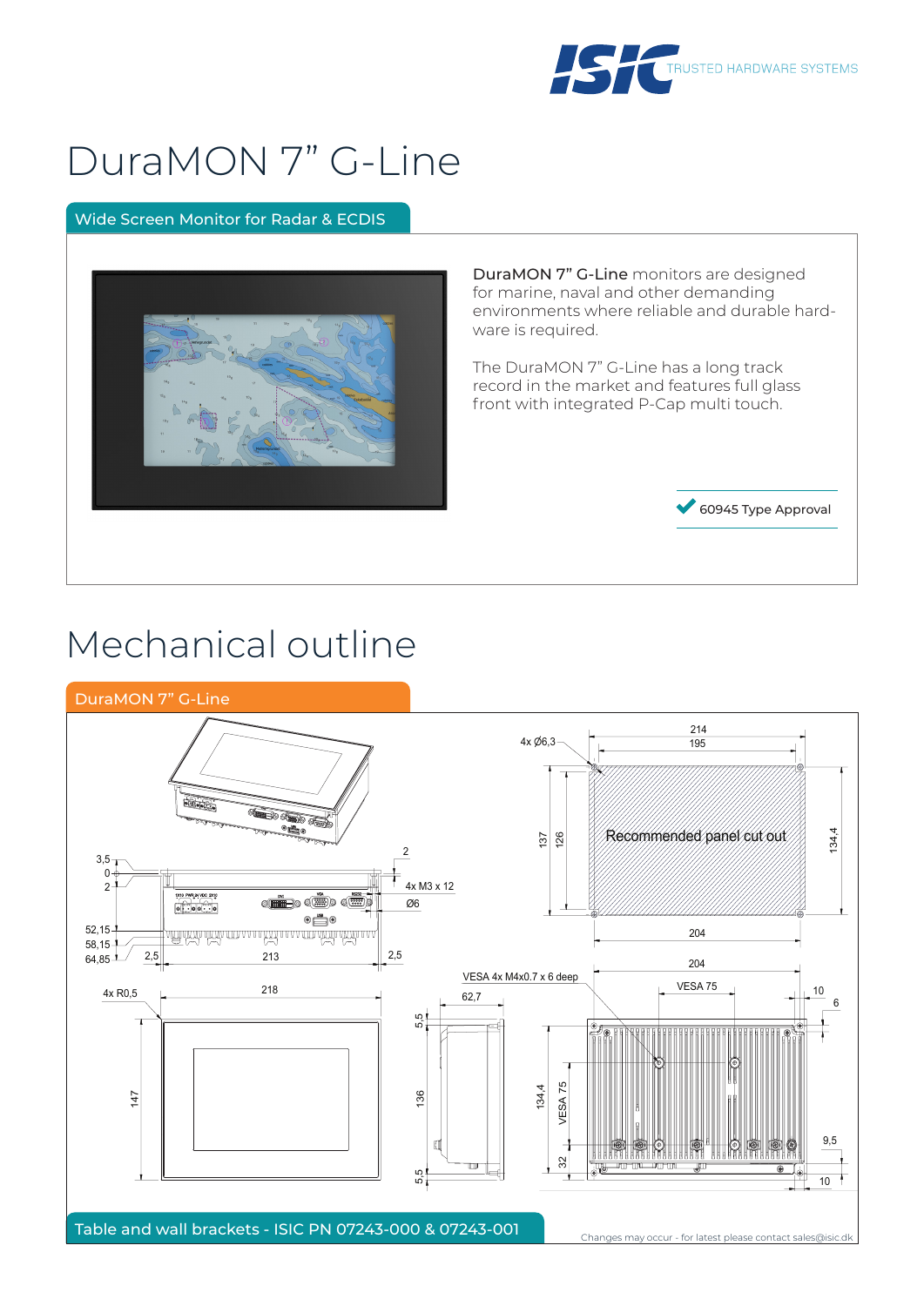ISIC TRUSTED HARDWARE SYSTEMS

# DuraMON 7” G-Line

## Wide Screen Monitor for Radar & ECDIS

**DuraMON 7” G-Line** monitors are designed for marine, naval and other demanding environments where reliable and durable hardware is required.

The DuraMON 7” G-Line has a long track record in the market and features full glass front with integrated P-Cap multi touch.

✔ 60945 Type Approval

# Mechanical outline

## DuraMON 7” G-Line

Recommended panel cut out

4x Ø6,3 — 214 — 195 — 137 — 126 — 134,4 — 204

3,5 — 0 — 2 — 2 — 4x M3 x 12 — Ø6 — 52,15 — 58,15 — 64,85 — 2,5 — 213 — 2,5

4x R0,5 — 218 — 147

VESA 4x M4x0.7 x 6 deep — 62,7 — 5,5 — 136 — 5,5

204 — VESA 75 — 10 — 6 — 134,4 — VESA 75 — 32 — 9,5 — 10

## Table and wall brackets - ISIC PN 07243-000 & 07243-001

Changes may occur - for latest please contact sales@isic.dk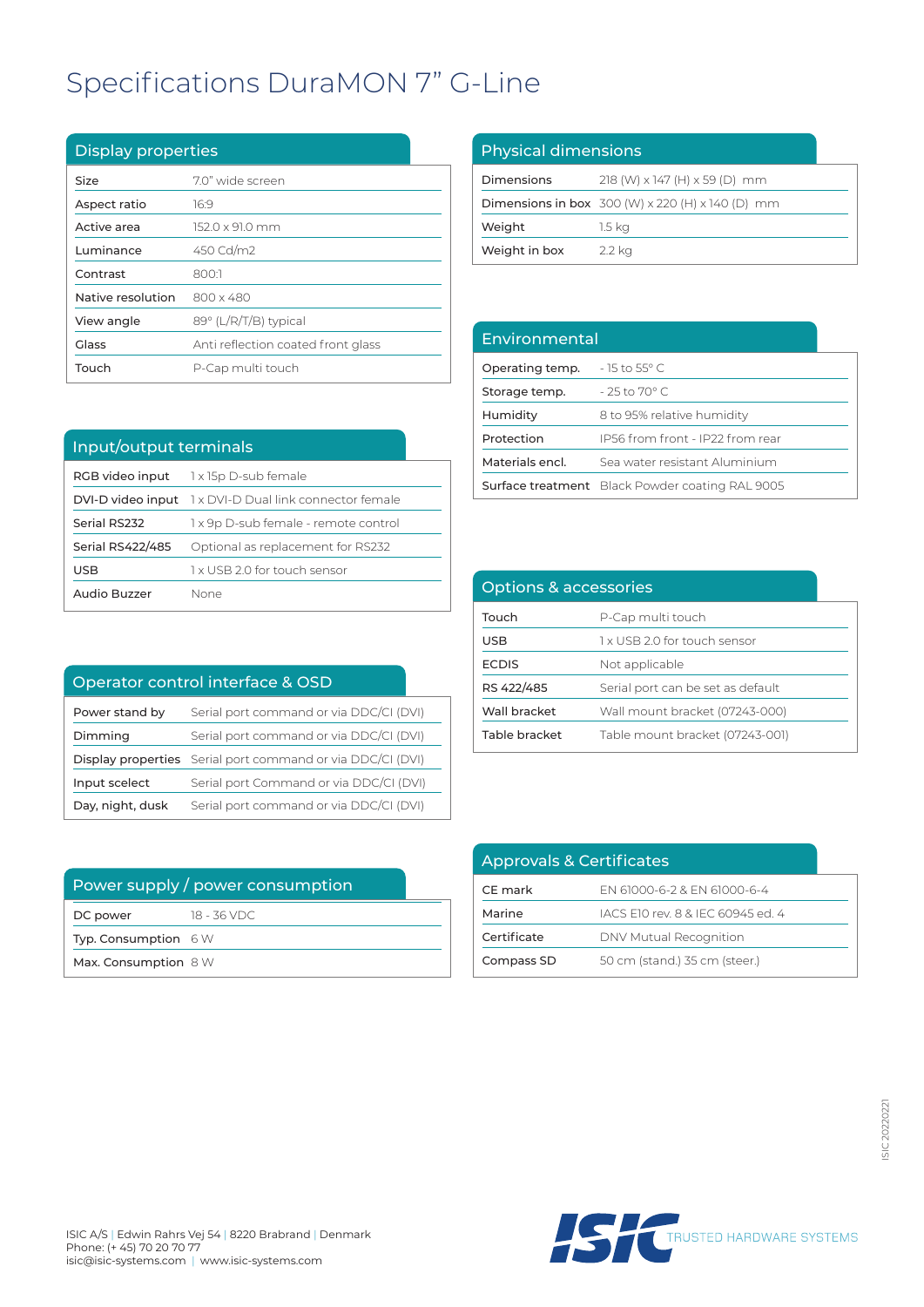# Specifications DuraMON 7" G-Line

## Display properties

| | |
|---|---|
| Size | 7.0" wide screen |
| Aspect ratio | 16:9 |
| Active area | 152.0 x 91.0 mm |
| Luminance | 450 Cd/m2 |
| Contrast | 800:1 |
| Native resolution | 800 x 480 |
| View angle | 89° (L/R/T/B) typical |
| Glass | Anti reflection coated front glass |
| Touch | P-Cap multi touch |

## Input/output terminals

| | |
|---|---|
| RGB video input | 1 x 15p D-sub female |
| DVI-D video input | 1 x DVI-D Dual link connector female |
| Serial RS232 | 1 x 9p D-sub female - remote control |
| Serial RS422/485 | Optional as replacement for RS232 |
| USB | 1 x USB 2.0 for touch sensor |
| Audio Buzzer | None |

## Operator control interface & OSD

| | |
|---|---|
| Power stand by | Serial port command or via DDC/CI (DVI) |
| Dimming | Serial port command or via DDC/CI (DVI) |
| Display properties | Serial port command or via DDC/CI (DVI) |
| Input scelect | Serial port Command or via DDC/CI (DVI) |
| Day, night, dusk | Serial port command or via DDC/CI (DVI) |

## Power supply / power consumption

| | |
|---|---|
| DC power | 18 - 36 VDC |
| Typ. Consumption | 6 W |
| Max. Consumption | 8 W |

## Physical dimensions

| | |
|---|---|
| Dimensions | 218 (W) x 147 (H) x 59 (D) mm |
| Dimensions in box | 300 (W) x 220 (H) x 140 (D) mm |
| Weight | 1.5 kg |
| Weight in box | 2.2 kg |

## Environmental

| | |
|---|---|
| Operating temp. | - 15 to 55° C |
| Storage temp. | - 25 to 70° C |
| Humidity | 8 to 95% relative humidity |
| Protection | IP56 from front - IP22 from rear |
| Materials encl. | Sea water resistant Aluminium |
| Surface treatment | Black Powder coating RAL 9005 |

## Options & accessories

| | |
|---|---|
| Touch | P-Cap multi touch |
| USB | 1 x USB 2.0 for touch sensor |
| ECDIS | Not applicable |
| RS 422/485 | Serial port can be set as default |
| Wall bracket | Wall mount bracket (07243-000) |
| Table bracket | Table mount bracket (07243-001) |

## Approvals & Certificates

| | |
|---|---|
| CE mark | EN 61000-6-2 & EN 61000-6-4 |
| Marine | IACS E10 rev. 8 & IEC 60945 ed. 4 |
| Certificate | DNV Mutual Recognition |
| Compass SD | 50 cm (stand.) 35 cm (steer.) |

ISIC 20220221

ISIC A/S | Edwin Rahrs Vej 54 | 8220 Brabrand | Denmark
Phone: (+ 45) 70 20 70 77
isic@isic-systems.com | www.isic-systems.com

ISIC TRUSTED HARDWARE SYSTEMS